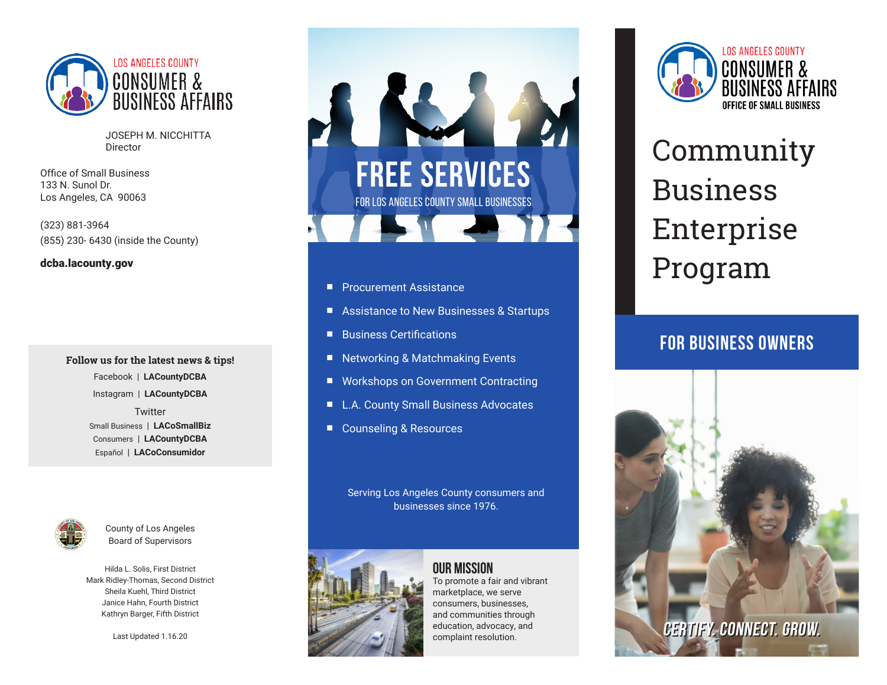LOS ANGELES COUNTY
CONSUMER & BUSINESS AFFAIRS

JOSEPH M. NICCHITTA
Director

Office of Small Business
133 N. Sunol Dr.
Los Angeles, CA 90063

(323) 881-3964
(855) 230- 6430 (inside the County)

**dcba.lacounty.gov**

**Follow us for the latest news & tips!**

Facebook | **LACountyDCBA**

Instagram | **LACountyDCBA**

Twitter

Small Business | **LACoSmallBiz**

Consumers | **LACountyDCBA**

Español | **LACoConsumidor**

County of Los Angeles
Board of Supervisors

Hilda L. Solis, First District
Mark Ridley-Thomas, Second District
Sheila Kuehl, Third District
Janice Hahn, Fourth District
Kathryn Barger, Fifth District

Last Updated 1.16.20

# FREE SERVICES

FOR LOS ANGELES COUNTY SMALL BUSINESSES

- Procurement Assistance
- Assistance to New Businesses & Startups
- Business Certifications
- Networking & Matchmaking Events
- Workshops on Government Contracting
- L.A. County Small Business Advocates
- Counseling & Resources

Serving Los Angeles County consumers and businesses since 1976.

## OUR MISSION

To promote a fair and vibrant marketplace, we serve consumers, businesses, and communities through education, advocacy, and complaint resolution.

LOS ANGELES COUNTY
CONSUMER & BUSINESS AFFAIRS
OFFICE OF SMALL BUSINESS

# Community Business Enterprise Program

## FOR BUSINESS OWNERS

*CERTIFY. CONNECT. GROW.*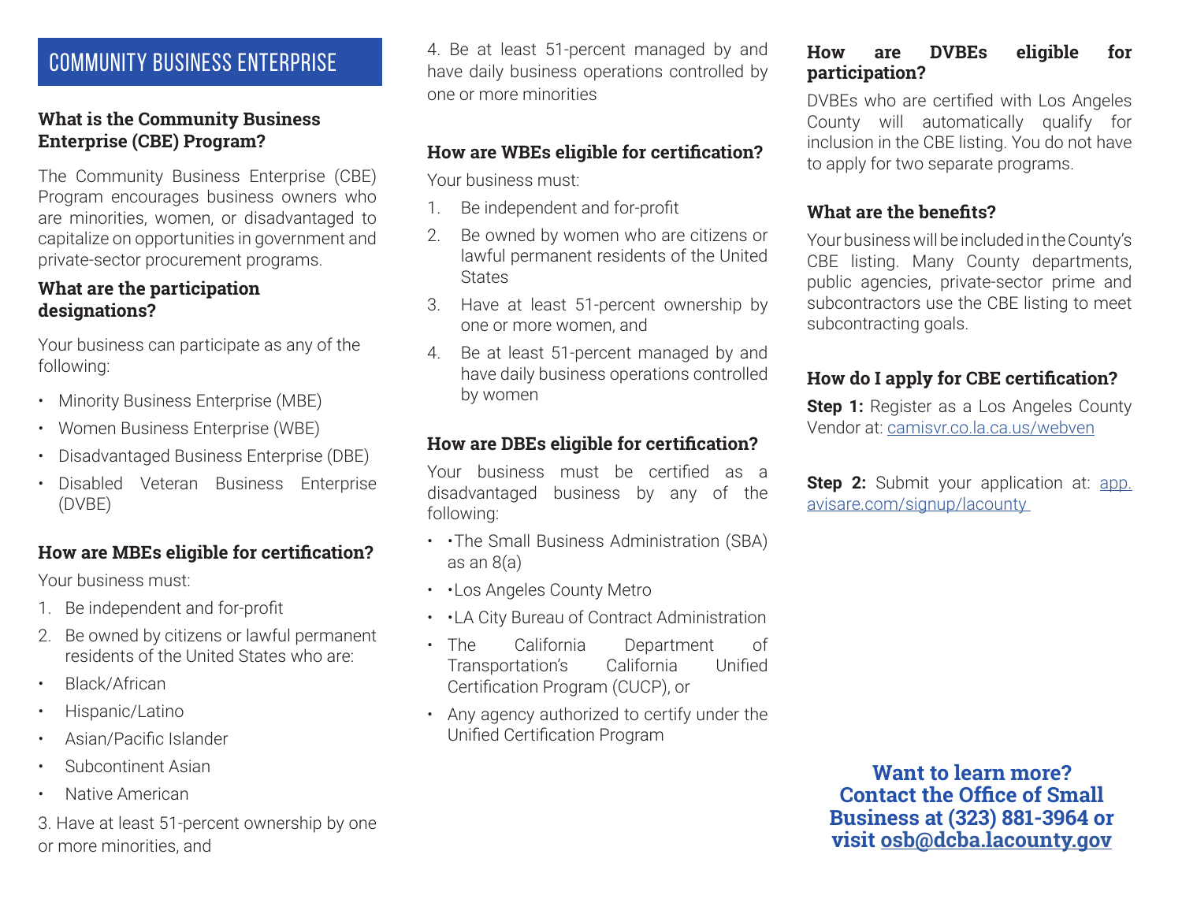# COMMUNITY BUSINESS ENTERPRISE

## What is the Community Business Enterprise (CBE) Program?

The Community Business Enterprise (CBE) Program encourages business owners who are minorities, women, or disadvantaged to capitalize on opportunities in government and private-sector procurement programs.

## What are the participation designations?

Your business can participate as any of the following:

- Minority Business Enterprise (MBE)
- Women Business Enterprise (WBE)
- Disadvantaged Business Enterprise (DBE)
- Disabled Veteran Business Enterprise (DVBE)

## How are MBEs eligible for certification?

Your business must:

1. Be independent and for-profit
2. Be owned by citizens or lawful permanent residents of the United States who are:
   - Black/African
   - Hispanic/Latino
   - Asian/Pacific Islander
   - Subcontinent Asian
   - Native American
3. Have at least 51-percent ownership by one or more minorities, and
4. Be at least 51-percent managed by and have daily business operations controlled by one or more minorities

## How are WBEs eligible for certification?

Your business must:

1. Be independent and for-profit
2. Be owned by women who are citizens or lawful permanent residents of the United States
3. Have at least 51-percent ownership by one or more women, and
4. Be at least 51-percent managed by and have daily business operations controlled by women

## How are DBEs eligible for certification?

Your business must be certified as a disadvantaged business by any of the following:

- •The Small Business Administration (SBA) as an 8(a)
- •Los Angeles County Metro
- •LA City Bureau of Contract Administration
- The California Department of Transportation's California Unified Certification Program (CUCP), or
- Any agency authorized to certify under the Unified Certification Program

## How are DVBEs eligible for participation?

DVBEs who are certified with Los Angeles County will automatically qualify for inclusion in the CBE listing. You do not have to apply for two separate programs.

## What are the benefits?

Your business will be included in the County's CBE listing. Many County departments, public agencies, private-sector prime and subcontractors use the CBE listing to meet subcontracting goals.

## How do I apply for CBE certification?

**Step 1:** Register as a Los Angeles County Vendor at: camisvr.co.la.ca.us/webven

**Step 2:** Submit your application at: app.avisare.com/signup/lacounty

**Want to learn more? Contact the Office of Small Business at (323) 881-3964 or visit osb@dcba.lacounty.gov**